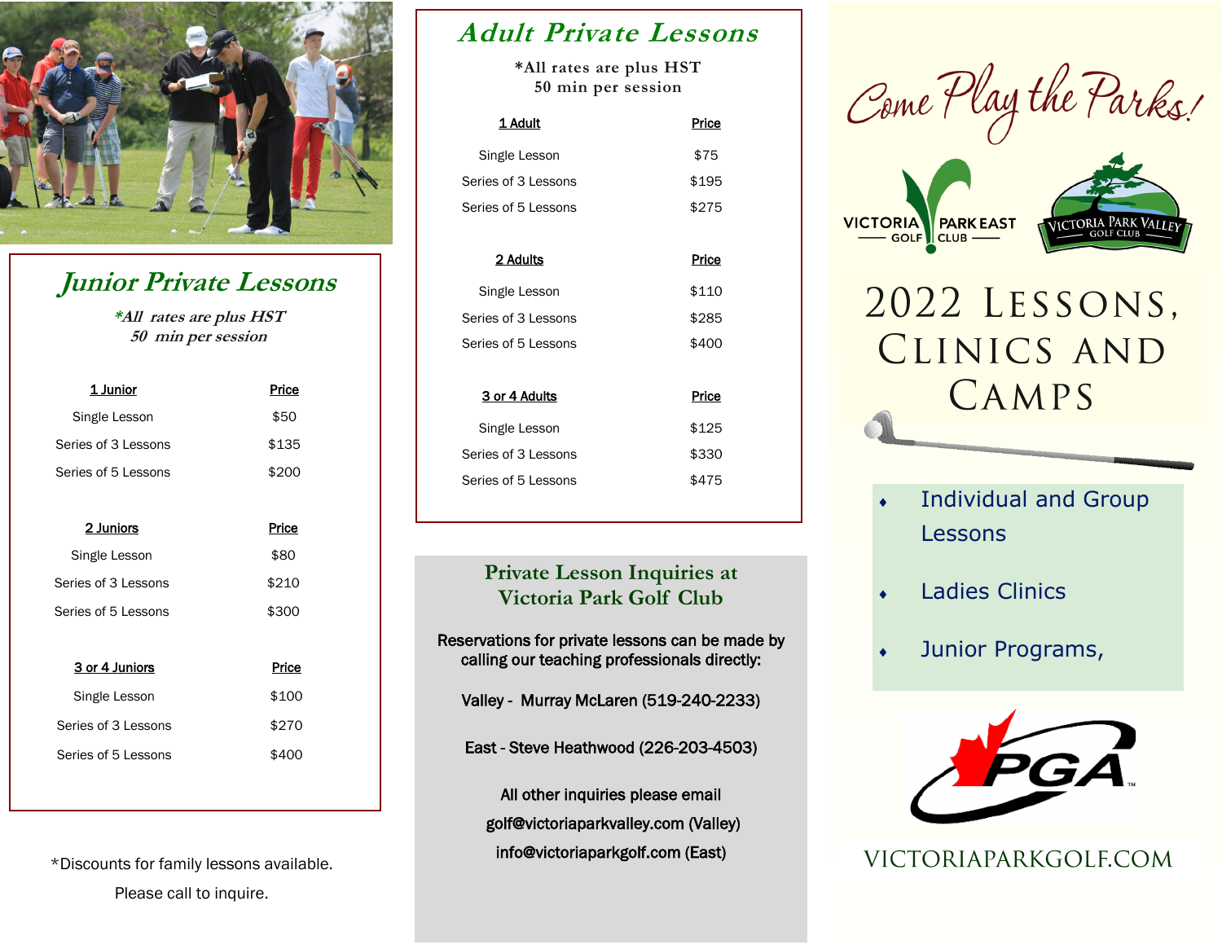## Junior Private Lessons

*\*All rates are plus HST*
*50 min per session*

| 1 Junior | Price |
|---|---|
| Single Lesson | $50 |
| Series of 3 Lessons | $135 |
| Series of 5 Lessons | $200 |

| 2 Juniors | Price |
|---|---|
| Single Lesson | $80 |
| Series of 3 Lessons | $210 |
| Series of 5 Lessons | $300 |

| 3 or 4 Juniors | Price |
|---|---|
| Single Lesson | $100 |
| Series of 3 Lessons | $270 |
| Series of 5 Lessons | $400 |

*Discounts for family lessons available.

Please call to inquire.

## Adult Private Lessons

*All rates are plus HST
50 min per session

| 1 Adult | Price |
|---|---|
| Single Lesson | $75 |
| Series of 3 Lessons | $195 |
| Series of 5 Lessons | $275 |

| 2 Adults | Price |
|---|---|
| Single Lesson | $110 |
| Series of 3 Lessons | $285 |
| Series of 5 Lessons | $400 |

| 3 or 4 Adults | Price |
|---|---|
| Single Lesson | $125 |
| Series of 3 Lessons | $330 |
| Series of 5 Lessons | $475 |

### Private Lesson Inquiries at Victoria Park Golf Club

Reservations for private lessons can be made by calling our teaching professionals directly:

Valley - Murray McLaren (519-240-2233)

East - Steve Heathwood (226-203-4503)

All other inquiries please email

golf@victoriaparkvalley.com (Valley)

info@victoriaparkgolf.com (East)

*Come Play the Parks!*

VICTORIA PARK EAST GOLF CLUB

VICTORIA PARK VALLEY GOLF CLUB

# 2022 Lessons, Clinics and Camps

- Individual and Group Lessons
- Ladies Clinics
- Junior Programs,

PGA

VICTORIAPARKGOLF.COM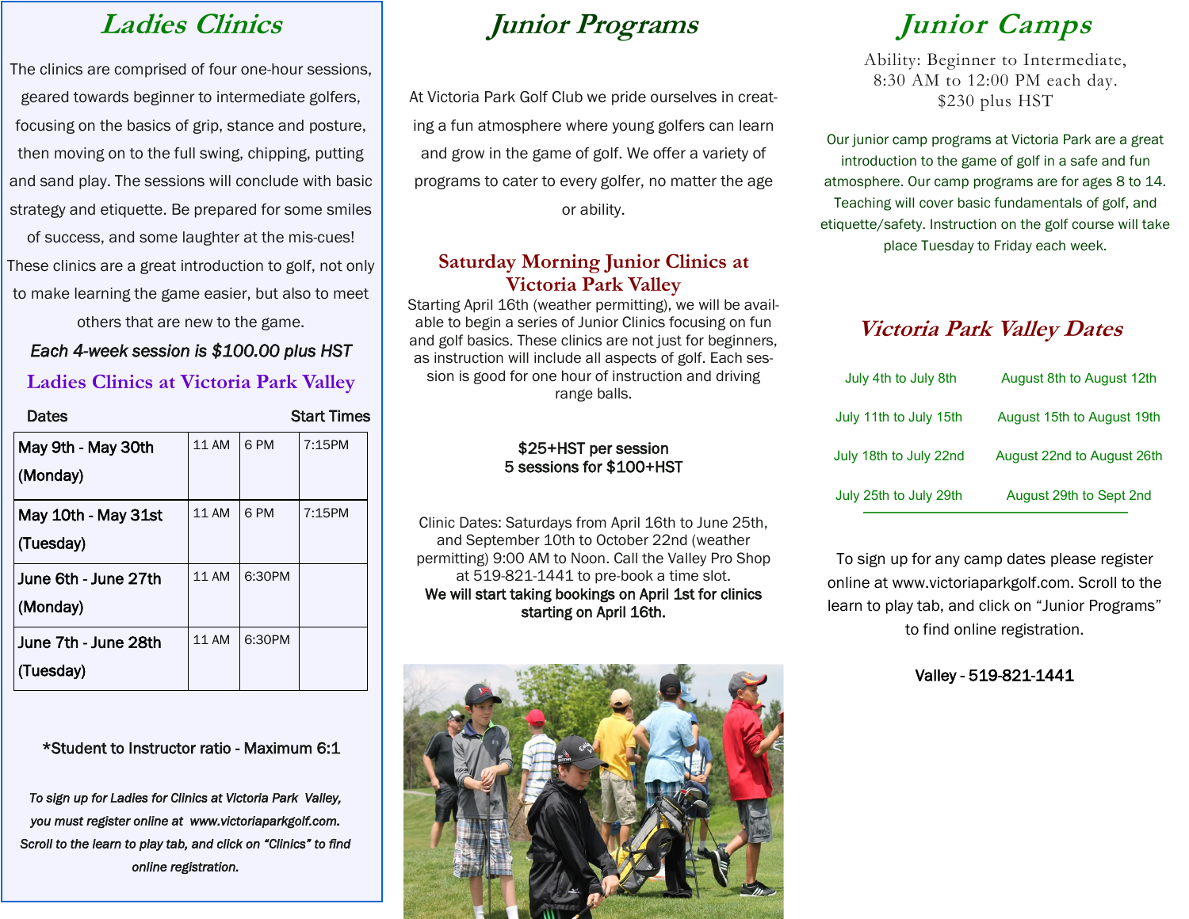# Ladies Clinics

The clinics are comprised of four one-hour sessions, geared towards beginner to intermediate golfers, focusing on the basics of grip, stance and posture, then moving on to the full swing, chipping, putting and sand play. The sessions will conclude with basic strategy and etiquette. Be prepared for some smiles of success, and some laughter at the mis-cues! These clinics are a great introduction to golf, not only to make learning the game easier, but also to meet others that are new to the game.

***Each 4-week session is $100.00 plus HST***

## Ladies Clinics at Victoria Park Valley

| Dates | Start Times | | |
|---|---|---|---|
| May 9th - May 30th (Monday) | 11 AM | 6 PM | 7:15PM |
| May 10th - May 31st (Tuesday) | 11 AM | 6 PM | 7:15PM |
| June 6th - June 27th (Monday) | 11 AM | 6:30PM | |
| June 7th - June 28th (Tuesday) | 11 AM | 6:30PM | |

*Student to Instructor ratio - Maximum 6:1

*To sign up for Ladies for Clinics at Victoria Park Valley, you must register online at www.victoriaparkgolf.com. Scroll to the learn to play tab, and click on "Clinics" to find online registration.*

# Junior Programs

At Victoria Park Golf Club we pride ourselves in creating a fun atmosphere where young golfers can learn and grow in the game of golf. We offer a variety of programs to cater to every golfer, no matter the age or ability.

## Saturday Morning Junior Clinics at Victoria Park Valley

Starting April 16th (weather permitting), we will be available to begin a series of Junior Clinics focusing on fun and golf basics. These clinics are not just for beginners, as instruction will include all aspects of golf. Each session is good for one hour of instruction and driving range balls.

**$25+HST per session**
**5 sessions for $100+HST**

Clinic Dates: Saturdays from April 16th to June 25th, and September 10th to October 22nd (weather permitting) 9:00 AM to Noon. Call the Valley Pro Shop at 519-821-1441 to pre-book a time slot.
**We will start taking bookings on April 1st for clinics starting on April 16th.**

# Junior Camps

Ability: Beginner to Intermediate,
8:30 AM to 12:00 PM each day.
$230 plus HST

Our junior camp programs at Victoria Park are a great introduction to the game of golf in a safe and fun atmosphere. Our camp programs are for ages 8 to 14. Teaching will cover basic fundamentals of golf, and etiquette/safety. Instruction on the golf course will take place Tuesday to Friday each week.

## Victoria Park Valley Dates

| | |
|---|---|
| July 4th to July 8th | August 8th to August 12th |
| July 11th to July 15th | August 15th to August 19th |
| July 18th to July 22nd | August 22nd to August 26th |
| July 25th to July 29th | August 29th to Sept 2nd |

To sign up for any camp dates please register online at www.victoriaparkgolf.com. Scroll to the learn to play tab, and click on "Junior Programs" to find online registration.

Valley - 519-821-1441